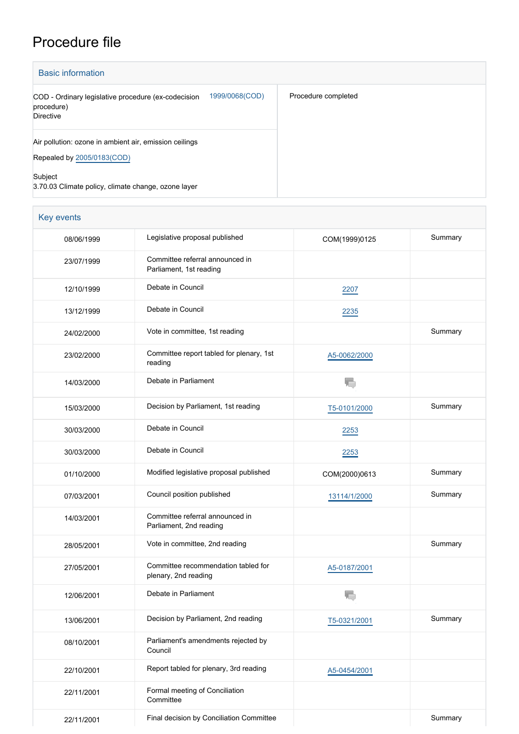# Procedure file

## Basic information

| | | |
|---|---|---|
| COD - Ordinary legislative procedure (ex-codecision procedure)<br>Directive | 1999/0068(COD) | Procedure completed |
| Air pollution: ozone in ambient air, emission ceilings<br><br>Repealed by 2005/0183(COD)<br><br>Subject<br>3.70.03 Climate policy, climate change, ozone layer | | |

## Key events

| | | | |
|---|---|---|---|
| 08/06/1999 | Legislative proposal published | COM(1999)0125 | Summary |
| 23/07/1999 | Committee referral announced in Parliament, 1st reading | | |
| 12/10/1999 | Debate in Council | 2207 | |
| 13/12/1999 | Debate in Council | 2235 | |
| 24/02/2000 | Vote in committee, 1st reading | | Summary |
| 23/02/2000 | Committee report tabled for plenary, 1st reading | A5-0062/2000 | |
| 14/03/2000 | Debate in Parliament | | |
| 15/03/2000 | Decision by Parliament, 1st reading | T5-0101/2000 | Summary |
| 30/03/2000 | Debate in Council | 2253 | |
| 30/03/2000 | Debate in Council | 2253 | |
| 01/10/2000 | Modified legislative proposal published | COM(2000)0613 | Summary |
| 07/03/2001 | Council position published | 13114/1/2000 | Summary |
| 14/03/2001 | Committee referral announced in Parliament, 2nd reading | | |
| 28/05/2001 | Vote in committee, 2nd reading | | Summary |
| 27/05/2001 | Committee recommendation tabled for plenary, 2nd reading | A5-0187/2001 | |
| 12/06/2001 | Debate in Parliament | | |
| 13/06/2001 | Decision by Parliament, 2nd reading | T5-0321/2001 | Summary |
| 08/10/2001 | Parliament's amendments rejected by Council | | |
| 22/10/2001 | Report tabled for plenary, 3rd reading | A5-0454/2001 | |
| 22/11/2001 | Formal meeting of Conciliation Committee | | |
| 22/11/2001 | Final decision by Conciliation Committee | | Summary |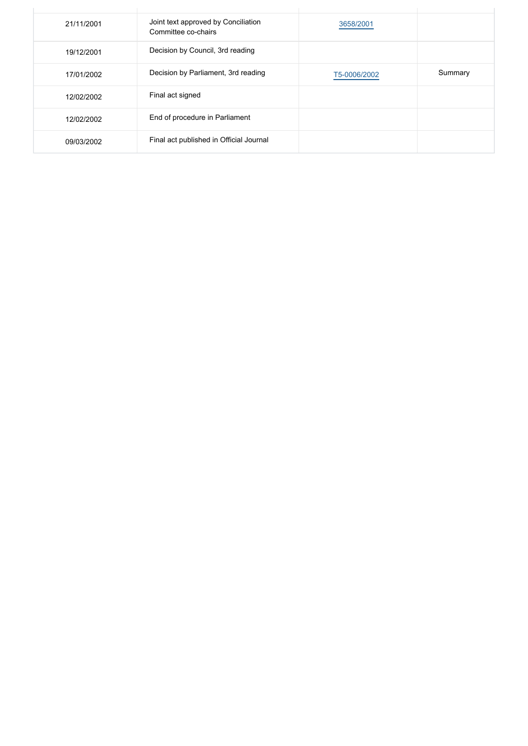| | | | |
|---|---|---|---|
| 21/11/2001 | Joint text approved by Conciliation Committee co-chairs | 3658/2001 | |
| 19/12/2001 | Decision by Council, 3rd reading | | |
| 17/01/2002 | Decision by Parliament, 3rd reading | T5-0006/2002 | Summary |
| 12/02/2002 | Final act signed | | |
| 12/02/2002 | End of procedure in Parliament | | |
| 09/03/2002 | Final act published in Official Journal | | |